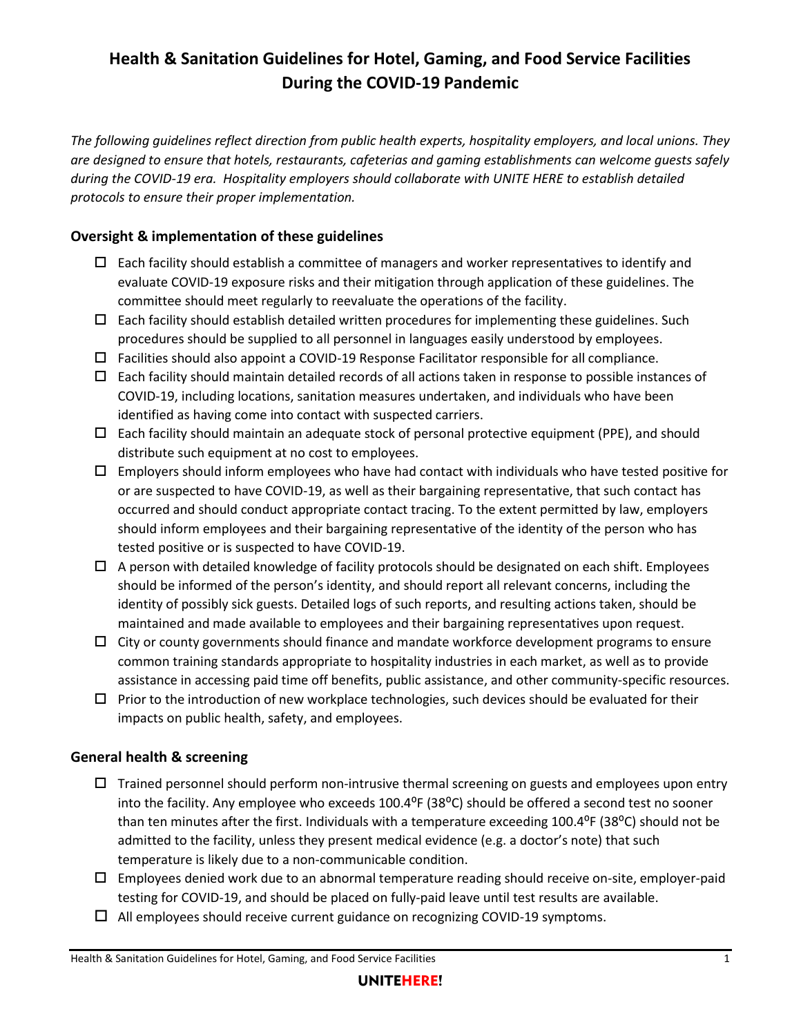# Health & Sanitation Guidelines for Hotel, Gaming, and Food Service Facilities During the COVID-19 Pandemic

*The following guidelines reflect direction from public health experts, hospitality employers, and local unions. They are designed to ensure that hotels, restaurants, cafeterias and gaming establishments can welcome guests safely during the COVID-19 era. Hospitality employers should collaborate with UNITE HERE to establish detailed protocols to ensure their proper implementation.*

## Oversight & implementation of these guidelines

- ☐ Each facility should establish a committee of managers and worker representatives to identify and evaluate COVID-19 exposure risks and their mitigation through application of these guidelines. The committee should meet regularly to reevaluate the operations of the facility.
- ☐ Each facility should establish detailed written procedures for implementing these guidelines. Such procedures should be supplied to all personnel in languages easily understood by employees.
- ☐ Facilities should also appoint a COVID-19 Response Facilitator responsible for all compliance.
- ☐ Each facility should maintain detailed records of all actions taken in response to possible instances of COVID-19, including locations, sanitation measures undertaken, and individuals who have been identified as having come into contact with suspected carriers.
- ☐ Each facility should maintain an adequate stock of personal protective equipment (PPE), and should distribute such equipment at no cost to employees.
- ☐ Employers should inform employees who have had contact with individuals who have tested positive for or are suspected to have COVID-19, as well as their bargaining representative, that such contact has occurred and should conduct appropriate contact tracing. To the extent permitted by law, employers should inform employees and their bargaining representative of the identity of the person who has tested positive or is suspected to have COVID-19.
- ☐ A person with detailed knowledge of facility protocols should be designated on each shift. Employees should be informed of the person's identity, and should report all relevant concerns, including the identity of possibly sick guests. Detailed logs of such reports, and resulting actions taken, should be maintained and made available to employees and their bargaining representatives upon request.
- ☐ City or county governments should finance and mandate workforce development programs to ensure common training standards appropriate to hospitality industries in each market, as well as to provide assistance in accessing paid time off benefits, public assistance, and other community-specific resources.
- ☐ Prior to the introduction of new workplace technologies, such devices should be evaluated for their impacts on public health, safety, and employees.

## General health & screening

- ☐ Trained personnel should perform non-intrusive thermal screening on guests and employees upon entry into the facility. Any employee who exceeds 100.4ºF (38ºC) should be offered a second test no sooner than ten minutes after the first. Individuals with a temperature exceeding 100.4ºF (38ºC) should not be admitted to the facility, unless they present medical evidence (e.g. a doctor's note) that such temperature is likely due to a non-communicable condition.
- ☐ Employees denied work due to an abnormal temperature reading should receive on-site, employer-paid testing for COVID-19, and should be placed on fully-paid leave until test results are available.
- ☐ All employees should receive current guidance on recognizing COVID-19 symptoms.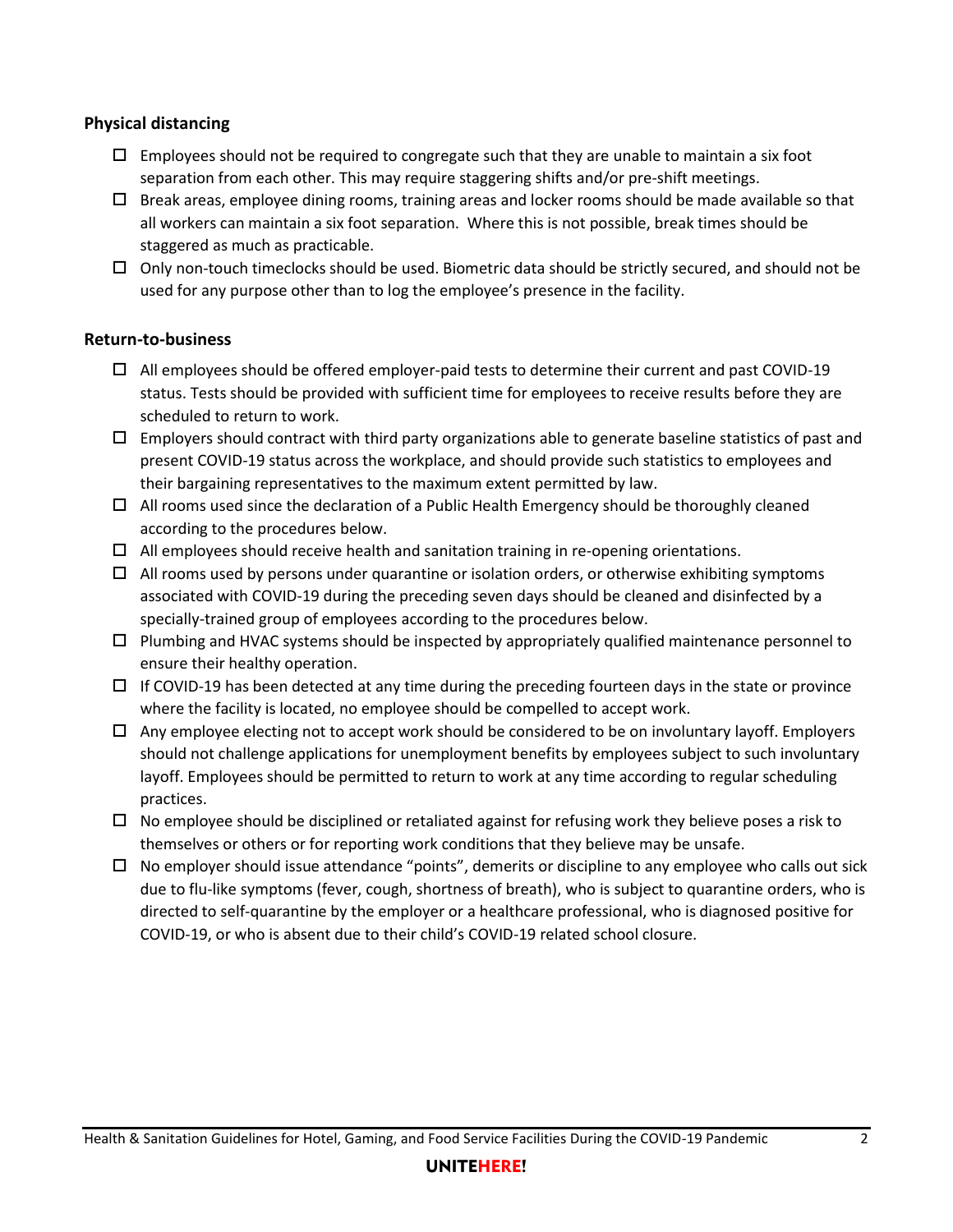### Physical distancing

- ☐ Employees should not be required to congregate such that they are unable to maintain a six foot separation from each other. This may require staggering shifts and/or pre-shift meetings.
- ☐ Break areas, employee dining rooms, training areas and locker rooms should be made available so that all workers can maintain a six foot separation. Where this is not possible, break times should be staggered as much as practicable.
- ☐ Only non-touch timeclocks should be used. Biometric data should be strictly secured, and should not be used for any purpose other than to log the employee's presence in the facility.

### Return-to-business

- ☐ All employees should be offered employer-paid tests to determine their current and past COVID-19 status. Tests should be provided with sufficient time for employees to receive results before they are scheduled to return to work.
- ☐ Employers should contract with third party organizations able to generate baseline statistics of past and present COVID-19 status across the workplace, and should provide such statistics to employees and their bargaining representatives to the maximum extent permitted by law.
- ☐ All rooms used since the declaration of a Public Health Emergency should be thoroughly cleaned according to the procedures below.
- ☐ All employees should receive health and sanitation training in re-opening orientations.
- ☐ All rooms used by persons under quarantine or isolation orders, or otherwise exhibiting symptoms associated with COVID-19 during the preceding seven days should be cleaned and disinfected by a specially-trained group of employees according to the procedures below.
- ☐ Plumbing and HVAC systems should be inspected by appropriately qualified maintenance personnel to ensure their healthy operation.
- ☐ If COVID-19 has been detected at any time during the preceding fourteen days in the state or province where the facility is located, no employee should be compelled to accept work.
- ☐ Any employee electing not to accept work should be considered to be on involuntary layoff. Employers should not challenge applications for unemployment benefits by employees subject to such involuntary layoff. Employees should be permitted to return to work at any time according to regular scheduling practices.
- ☐ No employee should be disciplined or retaliated against for refusing work they believe poses a risk to themselves or others or for reporting work conditions that they believe may be unsafe.
- ☐ No employer should issue attendance "points", demerits or discipline to any employee who calls out sick due to flu-like symptoms (fever, cough, shortness of breath), who is subject to quarantine orders, who is directed to self-quarantine by the employer or a healthcare professional, who is diagnosed positive for COVID-19, or who is absent due to their child's COVID-19 related school closure.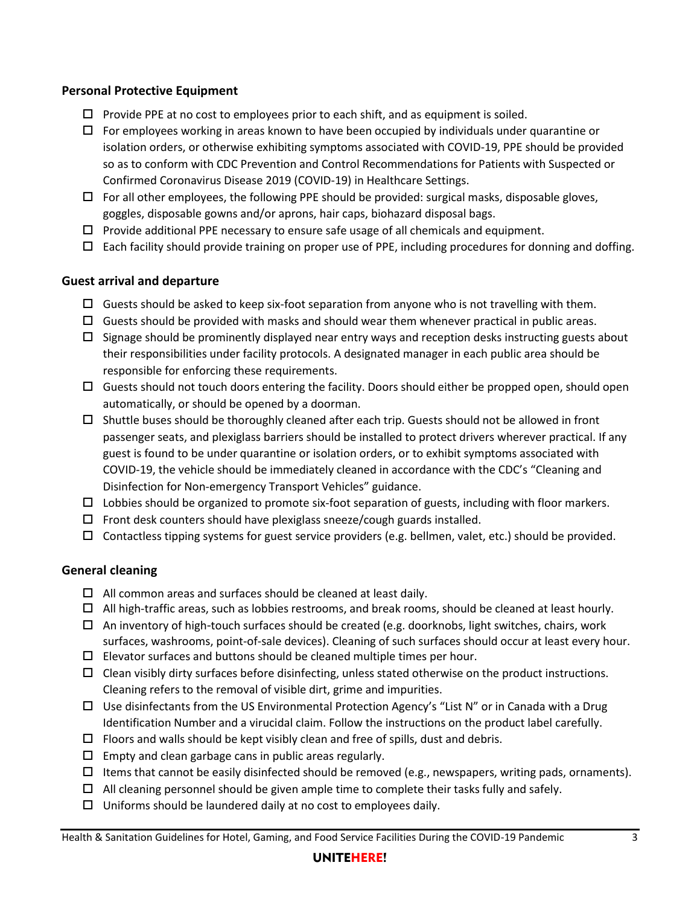### Personal Protective Equipment

- ☐ Provide PPE at no cost to employees prior to each shift, and as equipment is soiled.
- ☐ For employees working in areas known to have been occupied by individuals under quarantine or isolation orders, or otherwise exhibiting symptoms associated with COVID-19, PPE should be provided so as to conform with CDC Prevention and Control Recommendations for Patients with Suspected or Confirmed Coronavirus Disease 2019 (COVID-19) in Healthcare Settings.
- ☐ For all other employees, the following PPE should be provided: surgical masks, disposable gloves, goggles, disposable gowns and/or aprons, hair caps, biohazard disposal bags.
- ☐ Provide additional PPE necessary to ensure safe usage of all chemicals and equipment.
- ☐ Each facility should provide training on proper use of PPE, including procedures for donning and doffing.

### Guest arrival and departure

- ☐ Guests should be asked to keep six-foot separation from anyone who is not travelling with them.
- ☐ Guests should be provided with masks and should wear them whenever practical in public areas.
- ☐ Signage should be prominently displayed near entry ways and reception desks instructing guests about their responsibilities under facility protocols. A designated manager in each public area should be responsible for enforcing these requirements.
- ☐ Guests should not touch doors entering the facility. Doors should either be propped open, should open automatically, or should be opened by a doorman.
- ☐ Shuttle buses should be thoroughly cleaned after each trip. Guests should not be allowed in front passenger seats, and plexiglass barriers should be installed to protect drivers wherever practical. If any guest is found to be under quarantine or isolation orders, or to exhibit symptoms associated with COVID-19, the vehicle should be immediately cleaned in accordance with the CDC's "Cleaning and Disinfection for Non-emergency Transport Vehicles" guidance.
- ☐ Lobbies should be organized to promote six-foot separation of guests, including with floor markers.
- ☐ Front desk counters should have plexiglass sneeze/cough guards installed.
- ☐ Contactless tipping systems for guest service providers (e.g. bellmen, valet, etc.) should be provided.

### General cleaning

- ☐ All common areas and surfaces should be cleaned at least daily.
- ☐ All high-traffic areas, such as lobbies restrooms, and break rooms, should be cleaned at least hourly.
- ☐ An inventory of high-touch surfaces should be created (e.g. doorknobs, light switches, chairs, work surfaces, washrooms, point-of-sale devices). Cleaning of such surfaces should occur at least every hour.
- ☐ Elevator surfaces and buttons should be cleaned multiple times per hour.
- ☐ Clean visibly dirty surfaces before disinfecting, unless stated otherwise on the product instructions. Cleaning refers to the removal of visible dirt, grime and impurities.
- ☐ Use disinfectants from the US Environmental Protection Agency's "List N" or in Canada with a Drug Identification Number and a virucidal claim. Follow the instructions on the product label carefully.
- ☐ Floors and walls should be kept visibly clean and free of spills, dust and debris.
- ☐ Empty and clean garbage cans in public areas regularly.
- ☐ Items that cannot be easily disinfected should be removed (e.g., newspapers, writing pads, ornaments).
- ☐ All cleaning personnel should be given ample time to complete their tasks fully and safely.
- ☐ Uniforms should be laundered daily at no cost to employees daily.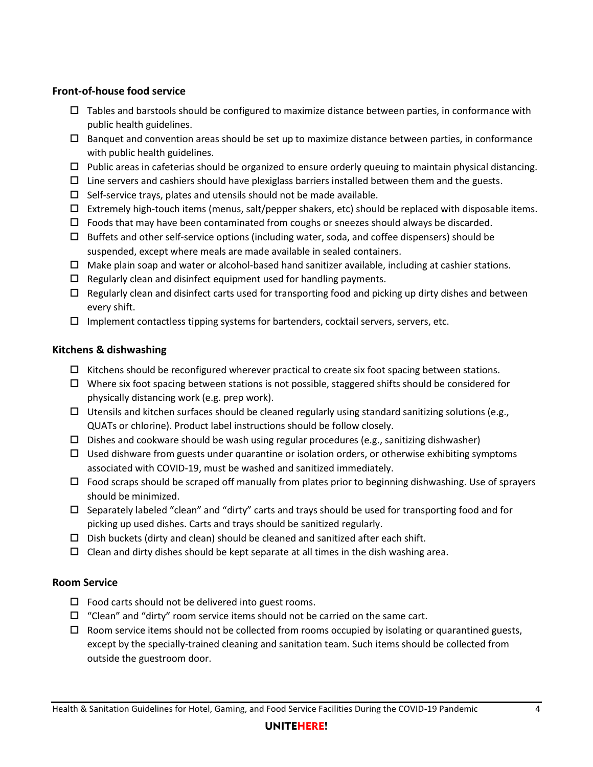### Front-of-house food service

- ☐ Tables and barstools should be configured to maximize distance between parties, in conformance with public health guidelines.
- ☐ Banquet and convention areas should be set up to maximize distance between parties, in conformance with public health guidelines.
- ☐ Public areas in cafeterias should be organized to ensure orderly queuing to maintain physical distancing.
- ☐ Line servers and cashiers should have plexiglass barriers installed between them and the guests.
- ☐ Self-service trays, plates and utensils should not be made available.
- ☐ Extremely high-touch items (menus, salt/pepper shakers, etc) should be replaced with disposable items.
- ☐ Foods that may have been contaminated from coughs or sneezes should always be discarded.
- ☐ Buffets and other self-service options (including water, soda, and coffee dispensers) should be suspended, except where meals are made available in sealed containers.
- ☐ Make plain soap and water or alcohol-based hand sanitizer available, including at cashier stations.
- ☐ Regularly clean and disinfect equipment used for handling payments.
- ☐ Regularly clean and disinfect carts used for transporting food and picking up dirty dishes and between every shift.
- ☐ Implement contactless tipping systems for bartenders, cocktail servers, servers, etc.

### Kitchens & dishwashing

- ☐ Kitchens should be reconfigured wherever practical to create six foot spacing between stations.
- ☐ Where six foot spacing between stations is not possible, staggered shifts should be considered for physically distancing work (e.g. prep work).
- ☐ Utensils and kitchen surfaces should be cleaned regularly using standard sanitizing solutions (e.g., QUATs or chlorine). Product label instructions should be follow closely.
- ☐ Dishes and cookware should be wash using regular procedures (e.g., sanitizing dishwasher)
- ☐ Used dishware from guests under quarantine or isolation orders, or otherwise exhibiting symptoms associated with COVID-19, must be washed and sanitized immediately.
- ☐ Food scraps should be scraped off manually from plates prior to beginning dishwashing. Use of sprayers should be minimized.
- ☐ Separately labeled "clean" and "dirty" carts and trays should be used for transporting food and for picking up used dishes. Carts and trays should be sanitized regularly.
- ☐ Dish buckets (dirty and clean) should be cleaned and sanitized after each shift.
- ☐ Clean and dirty dishes should be kept separate at all times in the dish washing area.

### Room Service

- ☐ Food carts should not be delivered into guest rooms.
- ☐ "Clean" and "dirty" room service items should not be carried on the same cart.
- ☐ Room service items should not be collected from rooms occupied by isolating or quarantined guests, except by the specially-trained cleaning and sanitation team. Such items should be collected from outside the guestroom door.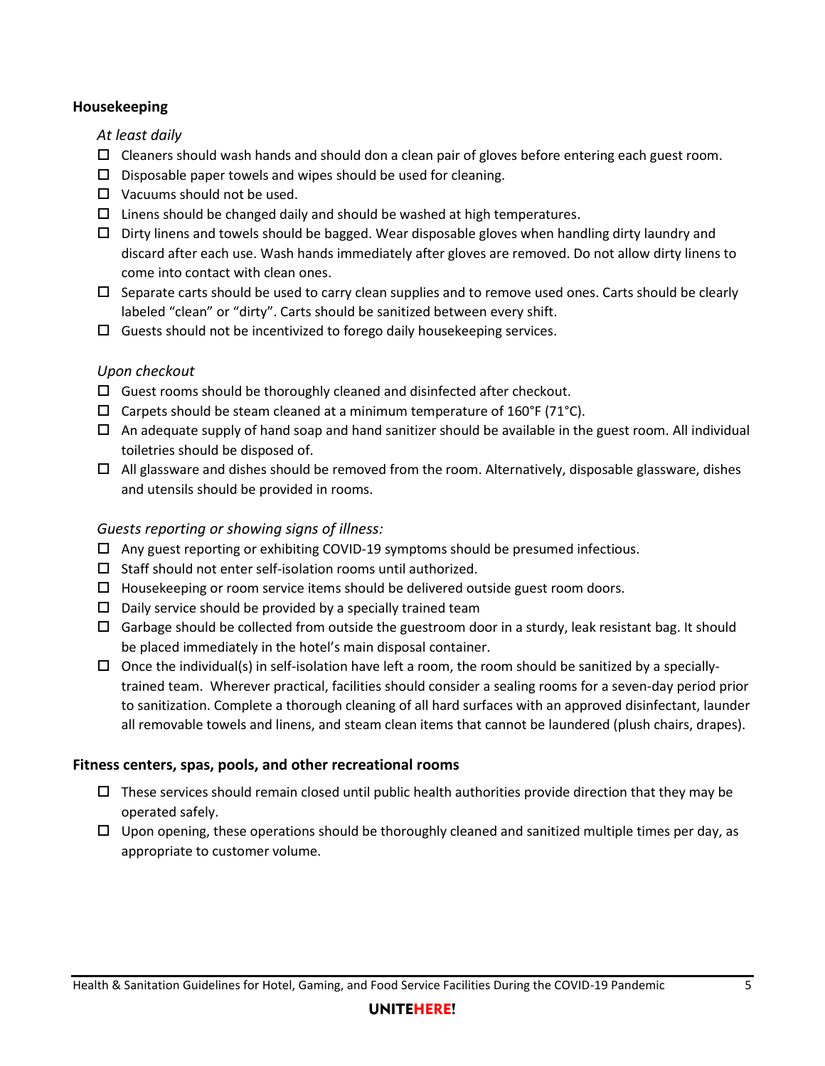**Housekeeping**

*At least daily*

- ☐ Cleaners should wash hands and should don a clean pair of gloves before entering each guest room.
- ☐ Disposable paper towels and wipes should be used for cleaning.
- ☐ Vacuums should not be used.
- ☐ Linens should be changed daily and should be washed at high temperatures.
- ☐ Dirty linens and towels should be bagged. Wear disposable gloves when handling dirty laundry and discard after each use. Wash hands immediately after gloves are removed. Do not allow dirty linens to come into contact with clean ones.
- ☐ Separate carts should be used to carry clean supplies and to remove used ones. Carts should be clearly labeled "clean" or "dirty". Carts should be sanitized between every shift.
- ☐ Guests should not be incentivized to forego daily housekeeping services.

*Upon checkout*

- ☐ Guest rooms should be thoroughly cleaned and disinfected after checkout.
- ☐ Carpets should be steam cleaned at a minimum temperature of 160°F (71°C).
- ☐ An adequate supply of hand soap and hand sanitizer should be available in the guest room. All individual toiletries should be disposed of.
- ☐ All glassware and dishes should be removed from the room. Alternatively, disposable glassware, dishes and utensils should be provided in rooms.

*Guests reporting or showing signs of illness:*

- ☐ Any guest reporting or exhibiting COVID-19 symptoms should be presumed infectious.
- ☐ Staff should not enter self-isolation rooms until authorized.
- ☐ Housekeeping or room service items should be delivered outside guest room doors.
- ☐ Daily service should be provided by a specially trained team
- ☐ Garbage should be collected from outside the guestroom door in a sturdy, leak resistant bag. It should be placed immediately in the hotel's main disposal container.
- ☐ Once the individual(s) in self-isolation have left a room, the room should be sanitized by a specially-trained team. Wherever practical, facilities should consider a sealing rooms for a seven-day period prior to sanitization. Complete a thorough cleaning of all hard surfaces with an approved disinfectant, launder all removable towels and linens, and steam clean items that cannot be laundered (plush chairs, drapes).

**Fitness centers, spas, pools, and other recreational rooms**

- ☐ These services should remain closed until public health authorities provide direction that they may be operated safely.
- ☐ Upon opening, these operations should be thoroughly cleaned and sanitized multiple times per day, as appropriate to customer volume.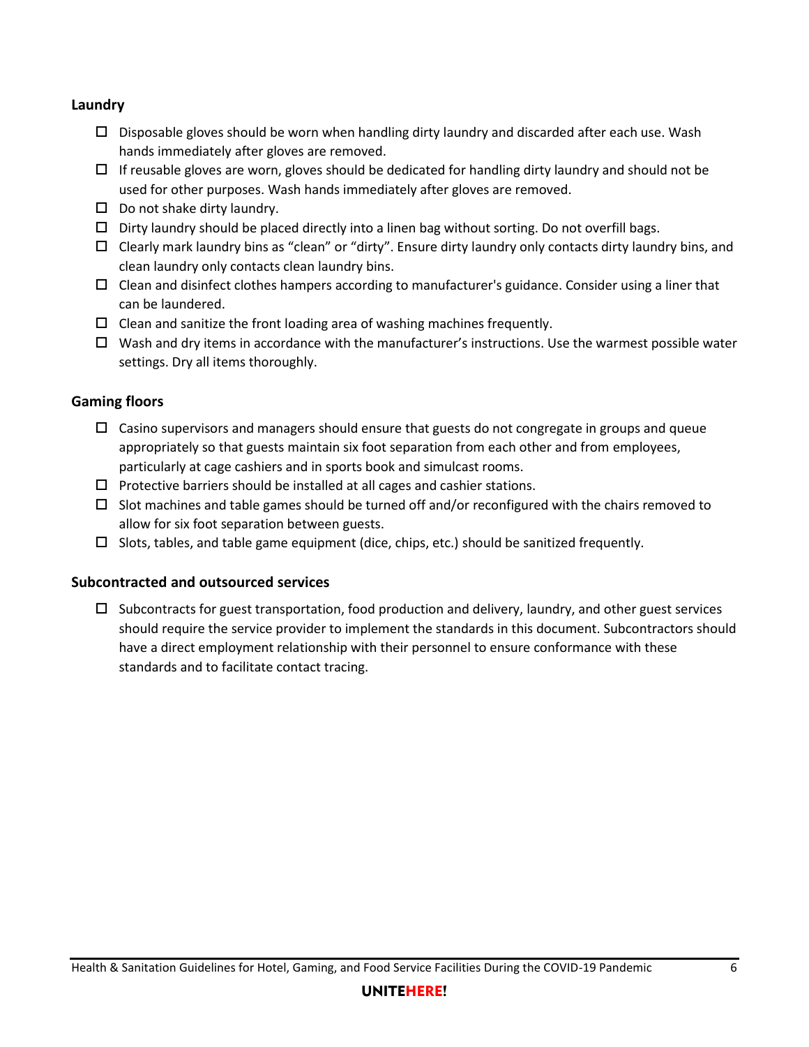### Laundry

- [ ] Disposable gloves should be worn when handling dirty laundry and discarded after each use. Wash hands immediately after gloves are removed.
- [ ] If reusable gloves are worn, gloves should be dedicated for handling dirty laundry and should not be used for other purposes. Wash hands immediately after gloves are removed.
- [ ] Do not shake dirty laundry.
- [ ] Dirty laundry should be placed directly into a linen bag without sorting. Do not overfill bags.
- [ ] Clearly mark laundry bins as "clean" or "dirty". Ensure dirty laundry only contacts dirty laundry bins, and clean laundry only contacts clean laundry bins.
- [ ] Clean and disinfect clothes hampers according to manufacturer's guidance. Consider using a liner that can be laundered.
- [ ] Clean and sanitize the front loading area of washing machines frequently.
- [ ] Wash and dry items in accordance with the manufacturer's instructions. Use the warmest possible water settings. Dry all items thoroughly.

### Gaming floors

- [ ] Casino supervisors and managers should ensure that guests do not congregate in groups and queue appropriately so that guests maintain six foot separation from each other and from employees, particularly at cage cashiers and in sports book and simulcast rooms.
- [ ] Protective barriers should be installed at all cages and cashier stations.
- [ ] Slot machines and table games should be turned off and/or reconfigured with the chairs removed to allow for six foot separation between guests.
- [ ] Slots, tables, and table game equipment (dice, chips, etc.) should be sanitized frequently.

### Subcontracted and outsourced services

- [ ] Subcontracts for guest transportation, food production and delivery, laundry, and other guest services should require the service provider to implement the standards in this document. Subcontractors should have a direct employment relationship with their personnel to ensure conformance with these standards and to facilitate contact tracing.